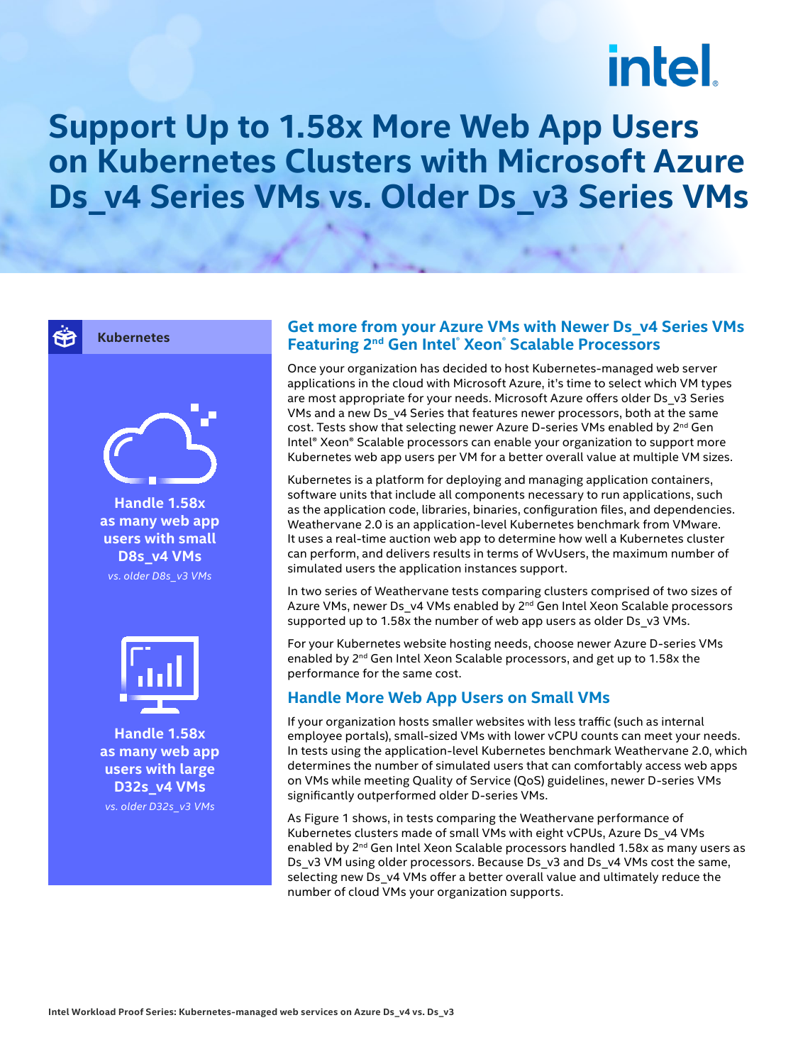# Support Up to 1.58x More Web App Users on Kubernetes Clusters with Microsoft Azure Ds_v4 Series VMs vs. Older Ds_v3 Series VMs

**Kubernetes**

**Handle 1.58x as many web app users with small D8s_v4 VMs**

*vs. older D8s_v3 VMs*

**Handle 1.58x as many web app users with large D32s_v4 VMs**

*vs. older D32s_v3 VMs*

## Get more from your Azure VMs with Newer Ds_v4 Series VMs Featuring 2nd Gen Intel® Xeon® Scalable Processors

Once your organization has decided to host Kubernetes-managed web server applications in the cloud with Microsoft Azure, it's time to select which VM types are most appropriate for your needs. Microsoft Azure offers older Ds_v3 Series VMs and a new Ds_v4 Series that features newer processors, both at the same cost. Tests show that selecting newer Azure D-series VMs enabled by 2nd Gen Intel® Xeon® Scalable processors can enable your organization to support more Kubernetes web app users per VM for a better overall value at multiple VM sizes.

Kubernetes is a platform for deploying and managing application containers, software units that include all components necessary to run applications, such as the application code, libraries, binaries, configuration files, and dependencies. Weathervane 2.0 is an application-level Kubernetes benchmark from VMware. It uses a real-time auction web app to determine how well a Kubernetes cluster can perform, and delivers results in terms of WvUsers, the maximum number of simulated users the application instances support.

In two series of Weathervane tests comparing clusters comprised of two sizes of Azure VMs, newer Ds_v4 VMs enabled by 2nd Gen Intel Xeon Scalable processors supported up to 1.58x the number of web app users as older Ds_v3 VMs.

For your Kubernetes website hosting needs, choose newer Azure D-series VMs enabled by 2nd Gen Intel Xeon Scalable processors, and get up to 1.58x the performance for the same cost.

## Handle More Web App Users on Small VMs

If your organization hosts smaller websites with less traffic (such as internal employee portals), small-sized VMs with lower vCPU counts can meet your needs. In tests using the application-level Kubernetes benchmark Weathervane 2.0, which determines the number of simulated users that can comfortably access web apps on VMs while meeting Quality of Service (QoS) guidelines, newer D-series VMs significantly outperformed older D-series VMs.

As Figure 1 shows, in tests comparing the Weathervane performance of Kubernetes clusters made of small VMs with eight vCPUs, Azure Ds_v4 VMs enabled by 2nd Gen Intel Xeon Scalable processors handled 1.58x as many users as Ds_v3 VM using older processors. Because Ds_v3 and Ds_v4 VMs cost the same, selecting new Ds_v4 VMs offer a better overall value and ultimately reduce the number of cloud VMs your organization supports.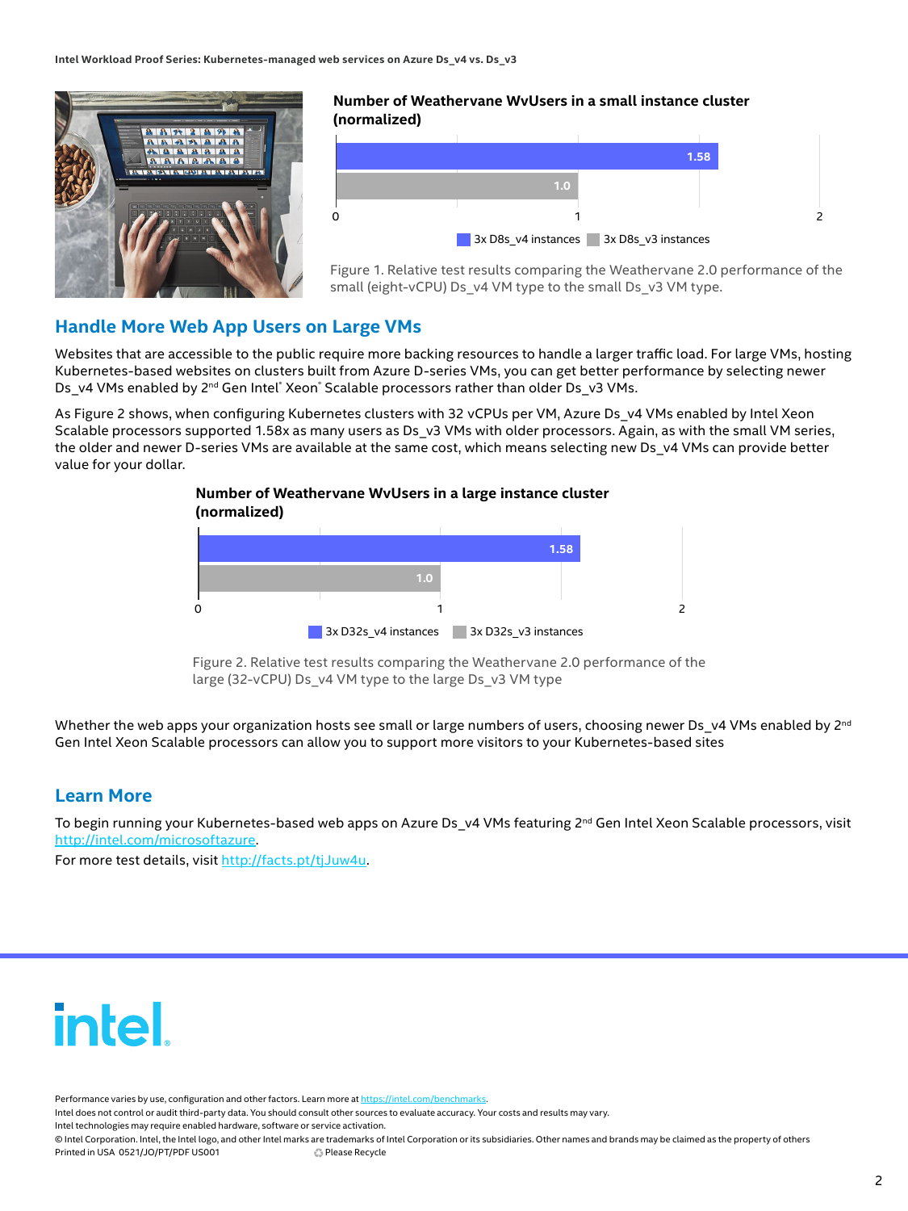Number of Weathervane WvUsers in a small instance cluster (normalized)

1.58

1.0

0

1

2

3x D8s_v4 instances 3x D8s_v3 instances

Figure 1. Relative test results comparing the Weathervane 2.0 performance of the small (eight-vCPU) Ds_v4 VM type to the small Ds_v3 VM type.

## Handle More Web App Users on Large VMs

Websites that are accessible to the public require more backing resources to handle a larger traffic load. For large VMs, hosting Kubernetes-based websites on clusters built from Azure D-series VMs, you can get better performance by selecting newer Ds_v4 VMs enabled by 2nd Gen Intel® Xeon® Scalable processors rather than older Ds_v3 VMs.

As Figure 2 shows, when configuring Kubernetes clusters with 32 vCPUs per VM, Azure Ds_v4 VMs enabled by Intel Xeon Scalable processors supported 1.58x as many users as Ds_v3 VMs with older processors. Again, as with the small VM series, the older and newer D-series VMs are available at the same cost, which means selecting new Ds_v4 VMs can provide better value for your dollar.

Number of Weathervane WvUsers in a large instance cluster (normalized)

1.58

1.0

0

1

2

3x D32s_v4 instances 3x D32s_v3 instances

Figure 2. Relative test results comparing the Weathervane 2.0 performance of the large (32-vCPU) Ds_v4 VM type to the large Ds_v3 VM type

Whether the web apps your organization hosts see small or large numbers of users, choosing newer Ds_v4 VMs enabled by 2nd Gen Intel Xeon Scalable processors can allow you to support more visitors to your Kubernetes-based sites

## Learn More

To begin running your Kubernetes-based web apps on Azure Ds_v4 VMs featuring 2nd Gen Intel Xeon Scalable processors, visit http://intel.com/microsoftazure.

For more test details, visit http://facts.pt/tjJuw4u.

intel.

Performance varies by use, configuration and other factors. Learn more at https://intel.com/benchmarks.

Intel does not control or audit third-party data. You should consult other sources to evaluate accuracy. Your costs and results may vary.

Intel technologies may require enabled hardware, software or service activation.

© Intel Corporation. Intel, the Intel logo, and other Intel marks are trademarks of Intel Corporation or its subsidiaries. Other names and brands may be claimed as the property of others

Printed in USA 0521/JO/PT/PDF US001 Please Recycle